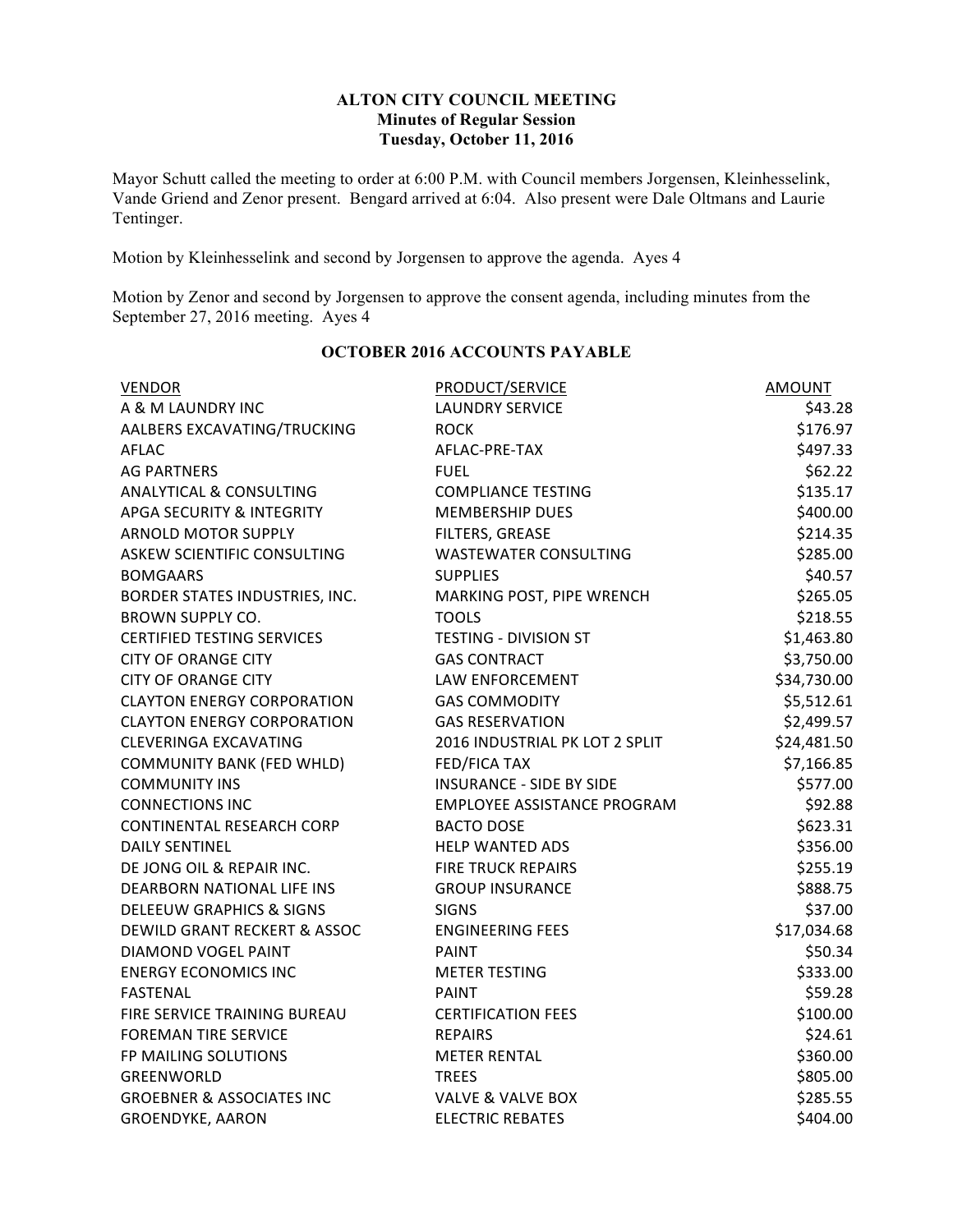# ALTON CITY COUNCIL MEETING

## Minutes of Regular Session

## Tuesday, October 11, 2016

Mayor Schutt called the meeting to order at 6:00 P.M. with Council members Jorgensen, Kleinhesselink, Vande Griend and Zenor present. Bengard arrived at 6:04. Also present were Dale Oltmans and Laurie Tentinger.

Motion by Kleinhesselink and second by Jorgensen to approve the agenda. Ayes 4

Motion by Zenor and second by Jorgensen to approve the consent agenda, including minutes from the September 27, 2016 meeting. Ayes 4

## OCTOBER 2016 ACCOUNTS PAYABLE

| VENDOR | PRODUCT/SERVICE | AMOUNT |
|---|---|---|
| A & M LAUNDRY INC | LAUNDRY SERVICE | $43.28 |
| AALBERS EXCAVATING/TRUCKING | ROCK | $176.97 |
| AFLAC | AFLAC-PRE-TAX | $497.33 |
| AG PARTNERS | FUEL | $62.22 |
| ANALYTICAL & CONSULTING | COMPLIANCE TESTING | $135.17 |
| APGA SECURITY & INTEGRITY | MEMBERSHIP DUES | $400.00 |
| ARNOLD MOTOR SUPPLY | FILTERS, GREASE | $214.35 |
| ASKEW SCIENTIFIC CONSULTING | WASTEWATER CONSULTING | $285.00 |
| BOMGAARS | SUPPLIES | $40.57 |
| BORDER STATES INDUSTRIES, INC. | MARKING POST, PIPE WRENCH | $265.05 |
| BROWN SUPPLY CO. | TOOLS | $218.55 |
| CERTIFIED TESTING SERVICES | TESTING - DIVISION ST | $1,463.80 |
| CITY OF ORANGE CITY | GAS CONTRACT | $3,750.00 |
| CITY OF ORANGE CITY | LAW ENFORCEMENT | $34,730.00 |
| CLAYTON ENERGY CORPORATION | GAS COMMODITY | $5,512.61 |
| CLAYTON ENERGY CORPORATION | GAS RESERVATION | $2,499.57 |
| CLEVERINGA EXCAVATING | 2016 INDUSTRIAL PK LOT 2 SPLIT | $24,481.50 |
| COMMUNITY BANK (FED WHLD) | FED/FICA TAX | $7,166.85 |
| COMMUNITY INS | INSURANCE - SIDE BY SIDE | $577.00 |
| CONNECTIONS INC | EMPLOYEE ASSISTANCE PROGRAM | $92.88 |
| CONTINENTAL RESEARCH CORP | BACTO DOSE | $623.31 |
| DAILY SENTINEL | HELP WANTED ADS | $356.00 |
| DE JONG OIL & REPAIR INC. | FIRE TRUCK REPAIRS | $255.19 |
| DEARBORN NATIONAL LIFE INS | GROUP INSURANCE | $888.75 |
| DELEEUW GRAPHICS & SIGNS | SIGNS | $37.00 |
| DEWILD GRANT RECKERT & ASSOC | ENGINEERING FEES | $17,034.68 |
| DIAMOND VOGEL PAINT | PAINT | $50.34 |
| ENERGY ECONOMICS INC | METER TESTING | $333.00 |
| FASTENAL | PAINT | $59.28 |
| FIRE SERVICE TRAINING BUREAU | CERTIFICATION FEES | $100.00 |
| FOREMAN TIRE SERVICE | REPAIRS | $24.61 |
| FP MAILING SOLUTIONS | METER RENTAL | $360.00 |
| GREENWORLD | TREES | $805.00 |
| GROEBNER & ASSOCIATES INC | VALVE & VALVE BOX | $285.55 |
| GROENDYKE, AARON | ELECTRIC REBATES | $404.00 |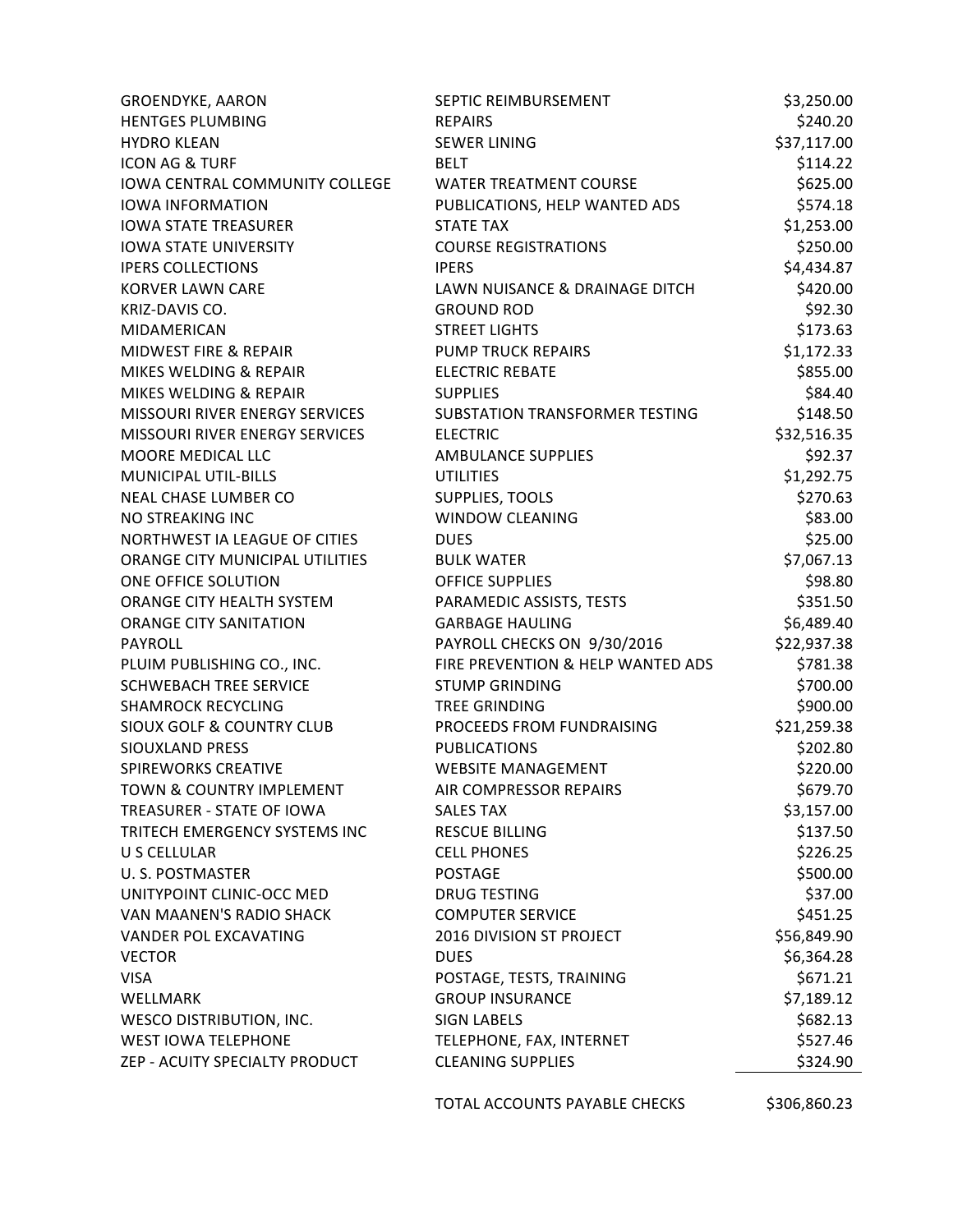| | | |
|---|---|---|
| GROENDYKE, AARON | SEPTIC REIMBURSEMENT | $3,250.00 |
| HENTGES PLUMBING | REPAIRS | $240.20 |
| HYDRO KLEAN | SEWER LINING | $37,117.00 |
| ICON AG & TURF | BELT | $114.22 |
| IOWA CENTRAL COMMUNITY COLLEGE | WATER TREATMENT COURSE | $625.00 |
| IOWA INFORMATION | PUBLICATIONS, HELP WANTED ADS | $574.18 |
| IOWA STATE TREASURER | STATE TAX | $1,253.00 |
| IOWA STATE UNIVERSITY | COURSE REGISTRATIONS | $250.00 |
| IPERS COLLECTIONS | IPERS | $4,434.87 |
| KORVER LAWN CARE | LAWN NUISANCE & DRAINAGE DITCH | $420.00 |
| KRIZ-DAVIS CO. | GROUND ROD | $92.30 |
| MIDAMERICAN | STREET LIGHTS | $173.63 |
| MIDWEST FIRE & REPAIR | PUMP TRUCK REPAIRS | $1,172.33 |
| MIKES WELDING & REPAIR | ELECTRIC REBATE | $855.00 |
| MIKES WELDING & REPAIR | SUPPLIES | $84.40 |
| MISSOURI RIVER ENERGY SERVICES | SUBSTATION TRANSFORMER TESTING | $148.50 |
| MISSOURI RIVER ENERGY SERVICES | ELECTRIC | $32,516.35 |
| MOORE MEDICAL LLC | AMBULANCE SUPPLIES | $92.37 |
| MUNICIPAL UTIL-BILLS | UTILITIES | $1,292.75 |
| NEAL CHASE LUMBER CO | SUPPLIES, TOOLS | $270.63 |
| NO STREAKING INC | WINDOW CLEANING | $83.00 |
| NORTHWEST IA LEAGUE OF CITIES | DUES | $25.00 |
| ORANGE CITY MUNICIPAL UTILITIES | BULK WATER | $7,067.13 |
| ONE OFFICE SOLUTION | OFFICE SUPPLIES | $98.80 |
| ORANGE CITY HEALTH SYSTEM | PARAMEDIC ASSISTS, TESTS | $351.50 |
| ORANGE CITY SANITATION | GARBAGE HAULING | $6,489.40 |
| PAYROLL | PAYROLL CHECKS ON 9/30/2016 | $22,937.38 |
| PLUIM PUBLISHING CO., INC. | FIRE PREVENTION & HELP WANTED ADS | $781.38 |
| SCHWEBACH TREE SERVICE | STUMP GRINDING | $700.00 |
| SHAMROCK RECYCLING | TREE GRINDING | $900.00 |
| SIOUX GOLF & COUNTRY CLUB | PROCEEDS FROM FUNDRAISING | $21,259.38 |
| SIOUXLAND PRESS | PUBLICATIONS | $202.80 |
| SPIREWORKS CREATIVE | WEBSITE MANAGEMENT | $220.00 |
| TOWN & COUNTRY IMPLEMENT | AIR COMPRESSOR REPAIRS | $679.70 |
| TREASURER - STATE OF IOWA | SALES TAX | $3,157.00 |
| TRITECH EMERGENCY SYSTEMS INC | RESCUE BILLING | $137.50 |
| U S CELLULAR | CELL PHONES | $226.25 |
| U. S. POSTMASTER | POSTAGE | $500.00 |
| UNITYPOINT CLINIC-OCC MED | DRUG TESTING | $37.00 |
| VAN MAANEN'S RADIO SHACK | COMPUTER SERVICE | $451.25 |
| VANDER POL EXCAVATING | 2016 DIVISION ST PROJECT | $56,849.90 |
| VECTOR | DUES | $6,364.28 |
| VISA | POSTAGE, TESTS, TRAINING | $671.21 |
| WELLMARK | GROUP INSURANCE | $7,189.12 |
| WESCO DISTRIBUTION, INC. | SIGN LABELS | $682.13 |
| WEST IOWA TELEPHONE | TELEPHONE, FAX, INTERNET | $527.46 |
| ZEP - ACUITY SPECIALTY PRODUCT | CLEANING SUPPLIES | $324.90 |
| | TOTAL ACCOUNTS PAYABLE CHECKS | $306,860.23 |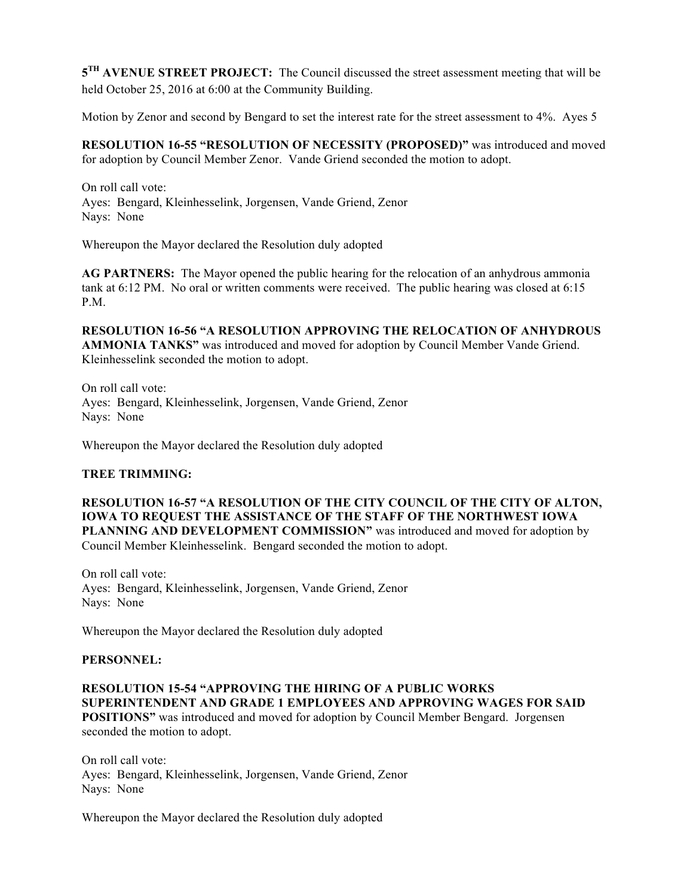**5TH AVENUE STREET PROJECT:** The Council discussed the street assessment meeting that will be held October 25, 2016 at 6:00 at the Community Building.

Motion by Zenor and second by Bengard to set the interest rate for the street assessment to 4%. Ayes 5

**RESOLUTION 16-55 "RESOLUTION OF NECESSITY (PROPOSED)"** was introduced and moved for adoption by Council Member Zenor. Vande Griend seconded the motion to adopt.

On roll call vote:
Ayes: Bengard, Kleinhesselink, Jorgensen, Vande Griend, Zenor
Nays: None

Whereupon the Mayor declared the Resolution duly adopted

**AG PARTNERS:** The Mayor opened the public hearing for the relocation of an anhydrous ammonia tank at 6:12 PM. No oral or written comments were received. The public hearing was closed at 6:15 P.M.

**RESOLUTION 16-56 "A RESOLUTION APPROVING THE RELOCATION OF ANHYDROUS AMMONIA TANKS"** was introduced and moved for adoption by Council Member Vande Griend. Kleinhesselink seconded the motion to adopt.

On roll call vote:
Ayes: Bengard, Kleinhesselink, Jorgensen, Vande Griend, Zenor
Nays: None

Whereupon the Mayor declared the Resolution duly adopted

**TREE TRIMMING:**

**RESOLUTION 16-57 "A RESOLUTION OF THE CITY COUNCIL OF THE CITY OF ALTON, IOWA TO REQUEST THE ASSISTANCE OF THE STAFF OF THE NORTHWEST IOWA PLANNING AND DEVELOPMENT COMMISSION"** was introduced and moved for adoption by Council Member Kleinhesselink. Bengard seconded the motion to adopt.

On roll call vote:
Ayes: Bengard, Kleinhesselink, Jorgensen, Vande Griend, Zenor
Nays: None

Whereupon the Mayor declared the Resolution duly adopted

**PERSONNEL:**

**RESOLUTION 15-54 "APPROVING THE HIRING OF A PUBLIC WORKS SUPERINTENDENT AND GRADE 1 EMPLOYEES AND APPROVING WAGES FOR SAID POSITIONS"** was introduced and moved for adoption by Council Member Bengard. Jorgensen seconded the motion to adopt.

On roll call vote:
Ayes: Bengard, Kleinhesselink, Jorgensen, Vande Griend, Zenor
Nays: None

Whereupon the Mayor declared the Resolution duly adopted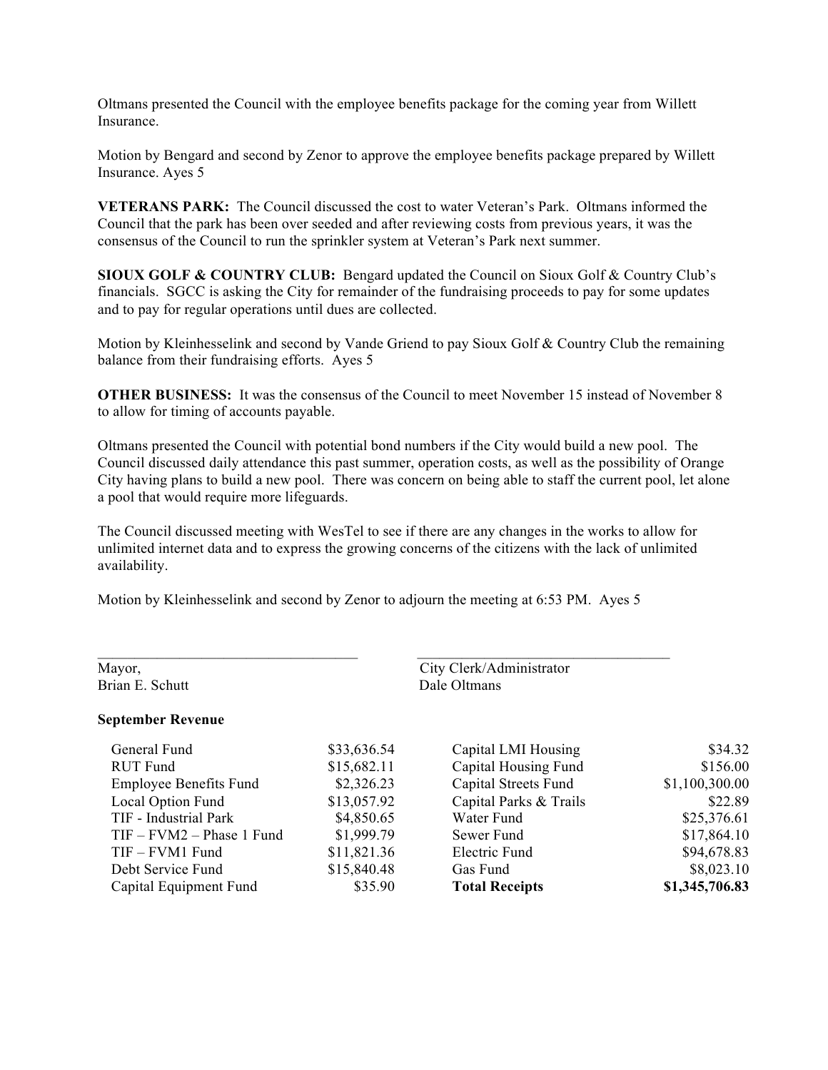Oltmans presented the Council with the employee benefits package for the coming year from Willett Insurance.

Motion by Bengard and second by Zenor to approve the employee benefits package prepared by Willett Insurance. Ayes 5

**VETERANS PARK:** The Council discussed the cost to water Veteran's Park. Oltmans informed the Council that the park has been over seeded and after reviewing costs from previous years, it was the consensus of the Council to run the sprinkler system at Veteran's Park next summer.

**SIOUX GOLF & COUNTRY CLUB:** Bengard updated the Council on Sioux Golf & Country Club's financials. SGCC is asking the City for remainder of the fundraising proceeds to pay for some updates and to pay for regular operations until dues are collected.

Motion by Kleinhesselink and second by Vande Griend to pay Sioux Golf & Country Club the remaining balance from their fundraising efforts. Ayes 5

**OTHER BUSINESS:** It was the consensus of the Council to meet November 15 instead of November 8 to allow for timing of accounts payable.

Oltmans presented the Council with potential bond numbers if the City would build a new pool. The Council discussed daily attendance this past summer, operation costs, as well as the possibility of Orange City having plans to build a new pool. There was concern on being able to staff the current pool, let alone a pool that would require more lifeguards.

The Council discussed meeting with WesTel to see if there are any changes in the works to allow for unlimited internet data and to express the growing concerns of the citizens with the lack of unlimited availability.

Motion by Kleinhesselink and second by Zenor to adjourn the meeting at 6:53 PM. Ayes 5

\_\_\_\_\_\_\_\_\_\_\_\_\_\_\_\_\_\_\_\_\_\_\_\_\_\_\_\_\_\_\_\_\_\_\_\_
Mayor,
Brian E. Schutt

\_\_\_\_\_\_\_\_\_\_\_\_\_\_\_\_\_\_\_\_\_\_\_\_\_\_\_\_\_\_\_\_\_\_\_\_
City Clerk/Administrator
Dale Oltmans

**September Revenue**

| | | | |
|---|---|---|---|
| General Fund | $33,636.54 | Capital LMI Housing | $34.32 |
| RUT Fund | $15,682.11 | Capital Housing Fund | $156.00 |
| Employee Benefits Fund | $2,326.23 | Capital Streets Fund | $1,100,300.00 |
| Local Option Fund | $13,057.92 | Capital Parks & Trails | $22.89 |
| TIF - Industrial Park | $4,850.65 | Water Fund | $25,376.61 |
| TIF – FVM2 – Phase 1 Fund | $1,999.79 | Sewer Fund | $17,864.10 |
| TIF – FVM1 Fund | $11,821.36 | Electric Fund | $94,678.83 |
| Debt Service Fund | $15,840.48 | Gas Fund | $8,023.10 |
| Capital Equipment Fund | $35.90 | **Total Receipts** | **$1,345,706.83** |